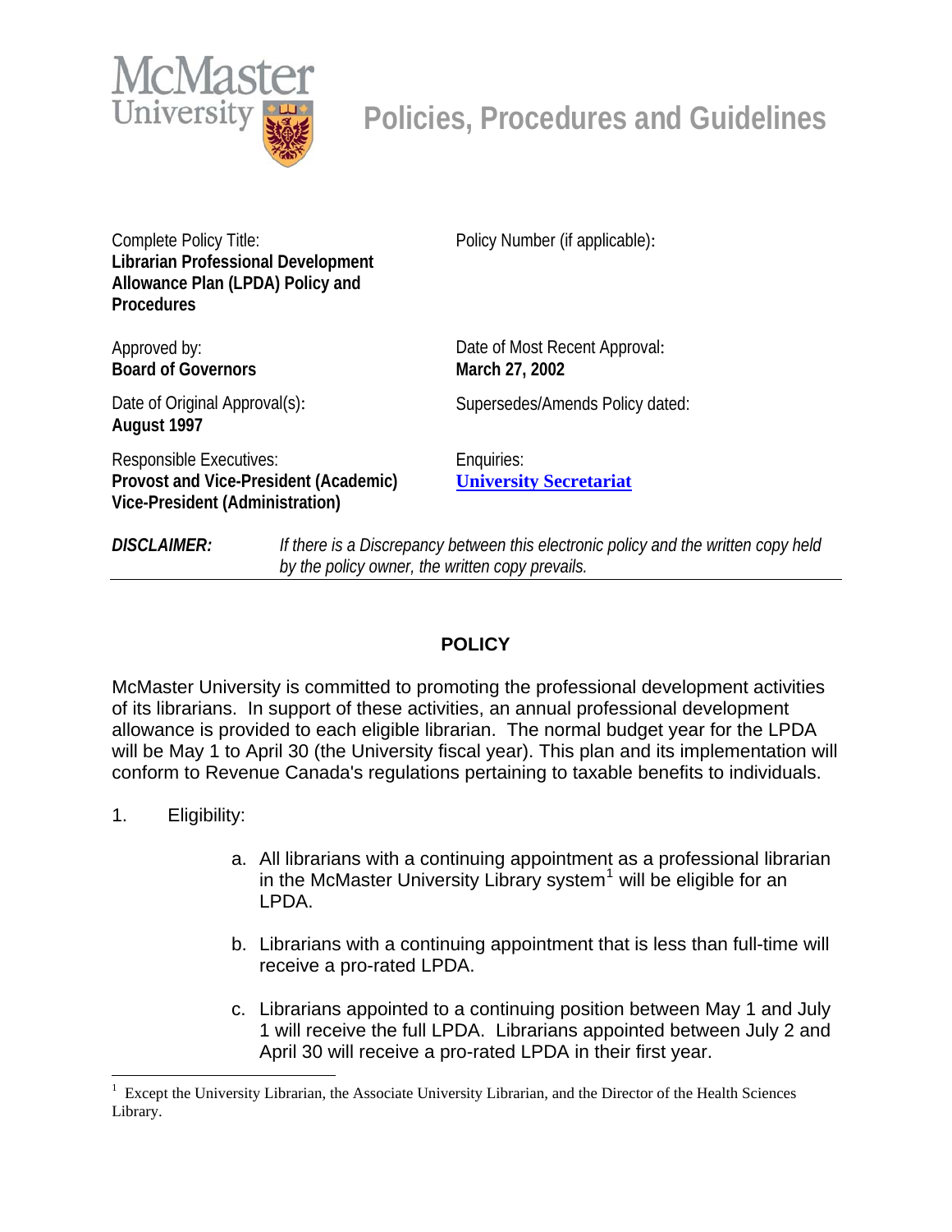# Policies, Procedures and Guidelines

Complete Policy Title:
**Librarian Professional Development Allowance Plan (LPDA) Policy and Procedures**

Policy Number (if applicable):

Approved by:
**Board of Governors**

Date of Most Recent Approval:
**March 27, 2002**

Date of Original Approval(s):
**August 1997**

Supersedes/Amends Policy dated:

Responsible Executives:
**Provost and Vice-President (Academic)**
**Vice-President (Administration)**

Enquiries:
**University Secretariat**

***DISCLAIMER:*** *If there is a Discrepancy between this electronic policy and the written copy held by the policy owner, the written copy prevails.*

---

## POLICY

McMaster University is committed to promoting the professional development activities of its librarians. In support of these activities, an annual professional development allowance is provided to each eligible librarian. The normal budget year for the LPDA will be May 1 to April 30 (the University fiscal year). This plan and its implementation will conform to Revenue Canada's regulations pertaining to taxable benefits to individuals.

1. Eligibility:

   a. All librarians with a continuing appointment as a professional librarian in the McMaster University Library system[1] will be eligible for an LPDA.

   b. Librarians with a continuing appointment that is less than full-time will receive a pro-rated LPDA.

   c. Librarians appointed to a continuing position between May 1 and July 1 will receive the full LPDA. Librarians appointed between July 2 and April 30 will receive a pro-rated LPDA in their first year.

---

[1] Except the University Librarian, the Associate University Librarian, and the Director of the Health Sciences Library.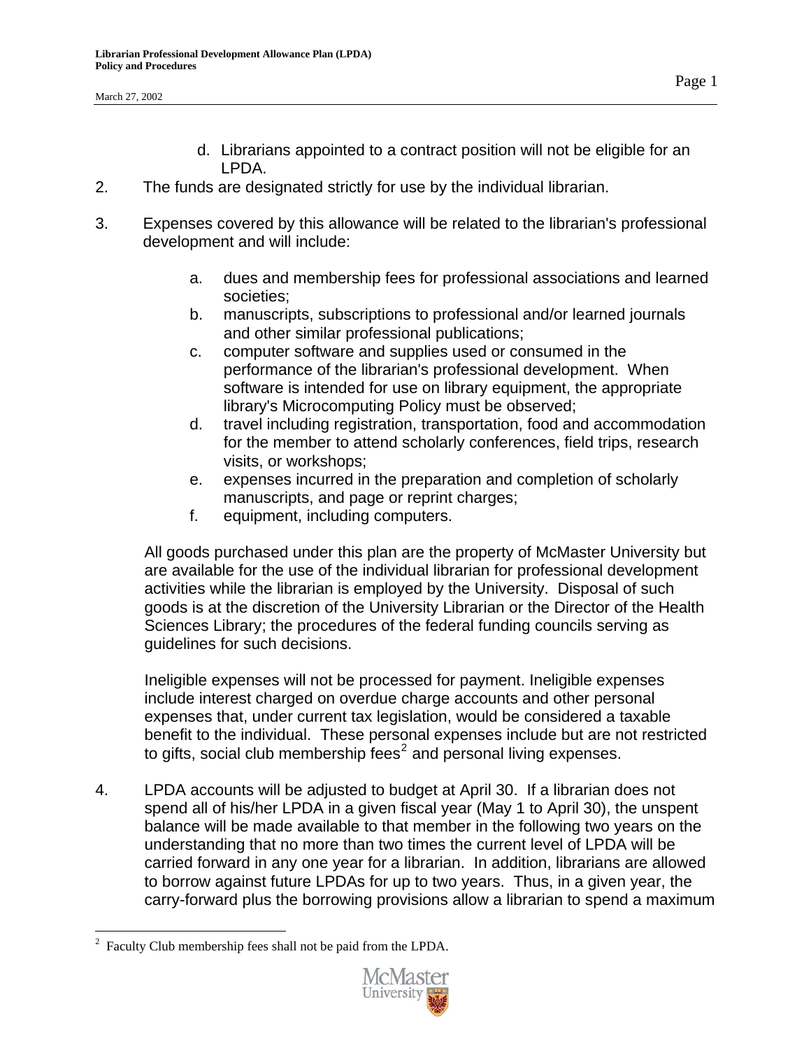d. Librarians appointed to a contract position will not be eligible for an LPDA.

2. The funds are designated strictly for use by the individual librarian.

3. Expenses covered by this allowance will be related to the librarian's professional development and will include:

   a. dues and membership fees for professional associations and learned societies;
   b. manuscripts, subscriptions to professional and/or learned journals and other similar professional publications;
   c. computer software and supplies used or consumed in the performance of the librarian's professional development. When software is intended for use on library equipment, the appropriate library's Microcomputing Policy must be observed;
   d. travel including registration, transportation, food and accommodation for the member to attend scholarly conferences, field trips, research visits, or workshops;
   e. expenses incurred in the preparation and completion of scholarly manuscripts, and page or reprint charges;
   f. equipment, including computers.

   All goods purchased under this plan are the property of McMaster University but are available for the use of the individual librarian for professional development activities while the librarian is employed by the University. Disposal of such goods is at the discretion of the University Librarian or the Director of the Health Sciences Library; the procedures of the federal funding councils serving as guidelines for such decisions.

   Ineligible expenses will not be processed for payment. Ineligible expenses include interest charged on overdue charge accounts and other personal expenses that, under current tax legislation, would be considered a taxable benefit to the individual. These personal expenses include but are not restricted to gifts, social club membership fees[2] and personal living expenses.

4. LPDA accounts will be adjusted to budget at April 30. If a librarian does not spend all of his/her LPDA in a given fiscal year (May 1 to April 30), the unspent balance will be made available to that member in the following two years on the understanding that no more than two times the current level of LPDA will be carried forward in any one year for a librarian. In addition, librarians are allowed to borrow against future LPDAs for up to two years. Thus, in a given year, the carry-forward plus the borrowing provisions allow a librarian to spend a maximum

---

[2] Faculty Club membership fees shall not be paid from the LPDA.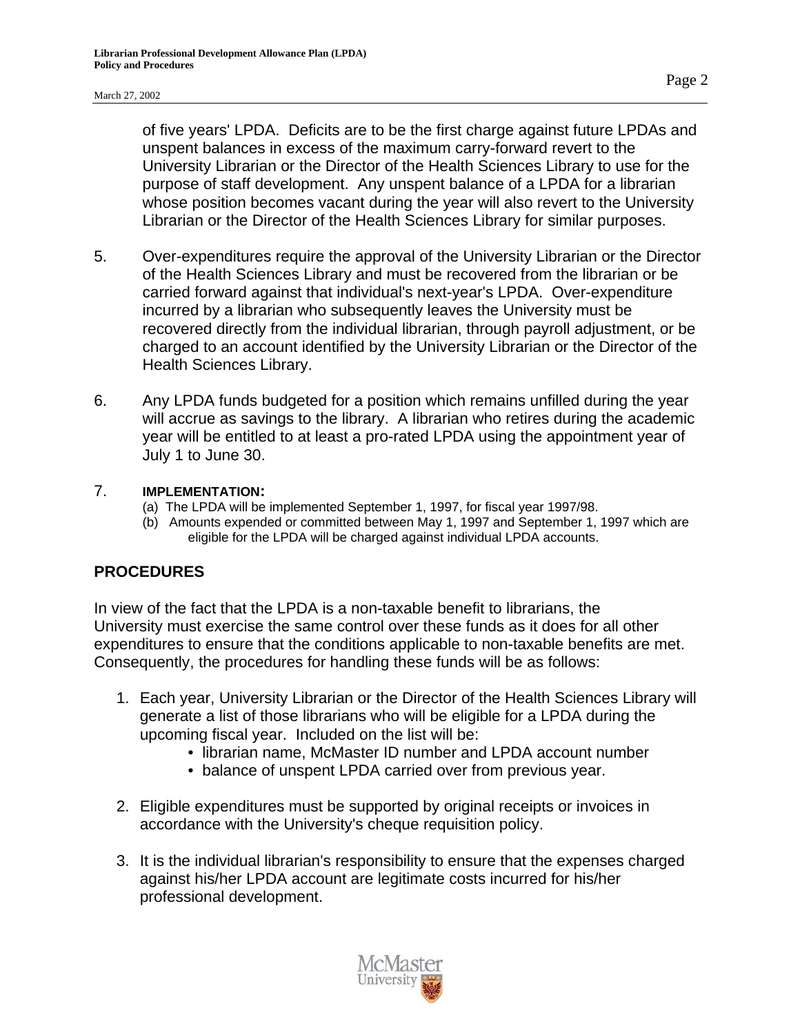of five years' LPDA. Deficits are to be the first charge against future LPDAs and unspent balances in excess of the maximum carry-forward revert to the University Librarian or the Director of the Health Sciences Library to use for the purpose of staff development. Any unspent balance of a LPDA for a librarian whose position becomes vacant during the year will also revert to the University Librarian or the Director of the Health Sciences Library for similar purposes.

5. Over-expenditures require the approval of the University Librarian or the Director of the Health Sciences Library and must be recovered from the librarian or be carried forward against that individual's next-year's LPDA. Over-expenditure incurred by a librarian who subsequently leaves the University must be recovered directly from the individual librarian, through payroll adjustment, or be charged to an account identified by the University Librarian or the Director of the Health Sciences Library.

6. Any LPDA funds budgeted for a position which remains unfilled during the year will accrue as savings to the library. A librarian who retires during the academic year will be entitled to at least a pro-rated LPDA using the appointment year of July 1 to June 30.

7. **IMPLEMENTATION:**
   (a) The LPDA will be implemented September 1, 1997, for fiscal year 1997/98.
   (b) Amounts expended or committed between May 1, 1997 and September 1, 1997 which are eligible for the LPDA will be charged against individual LPDA accounts.

## PROCEDURES

In view of the fact that the LPDA is a non-taxable benefit to librarians, the University must exercise the same control over these funds as it does for all other expenditures to ensure that the conditions applicable to non-taxable benefits are met. Consequently, the procedures for handling these funds will be as follows:

1. Each year, University Librarian or the Director of the Health Sciences Library will generate a list of those librarians who will be eligible for a LPDA during the upcoming fiscal year. Included on the list will be:
   - librarian name, McMaster ID number and LPDA account number
   - balance of unspent LPDA carried over from previous year.

2. Eligible expenditures must be supported by original receipts or invoices in accordance with the University's cheque requisition policy.

3. It is the individual librarian's responsibility to ensure that the expenses charged against his/her LPDA account are legitimate costs incurred for his/her professional development.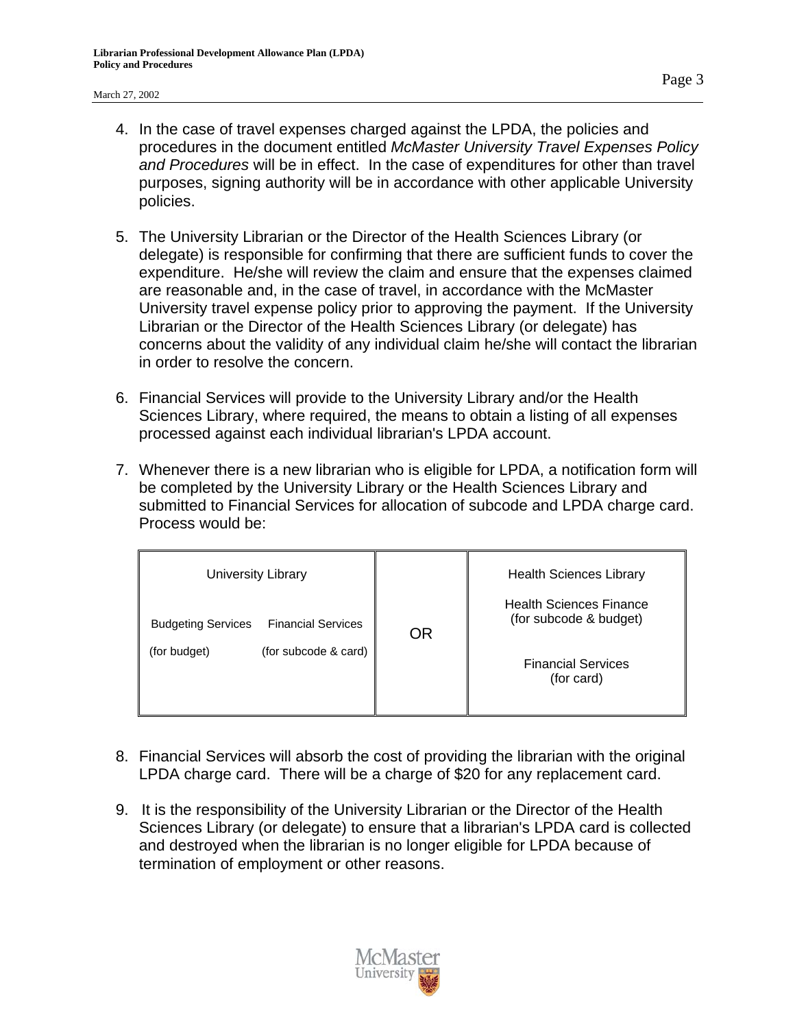4. In the case of travel expenses charged against the LPDA, the policies and procedures in the document entitled *McMaster University Travel Expenses Policy and Procedures* will be in effect. In the case of expenditures for other than travel purposes, signing authority will be in accordance with other applicable University policies.

5. The University Librarian or the Director of the Health Sciences Library (or delegate) is responsible for confirming that there are sufficient funds to cover the expenditure. He/she will review the claim and ensure that the expenses claimed are reasonable and, in the case of travel, in accordance with the McMaster University travel expense policy prior to approving the payment. If the University Librarian or the Director of the Health Sciences Library (or delegate) has concerns about the validity of any individual claim he/she will contact the librarian in order to resolve the concern.

6. Financial Services will provide to the University Library and/or the Health Sciences Library, where required, the means to obtain a listing of all expenses processed against each individual librarian's LPDA account.

7. Whenever there is a new librarian who is eligible for LPDA, a notification form will be completed by the University Library or the Health Sciences Library and submitted to Financial Services for allocation of subcode and LPDA charge card. Process would be:

| University Library | | | Health Sciences Library |
|---|---|---|---|
| Budgeting Services (for budget) | Financial Services (for subcode & card) | OR | Health Sciences Finance (for subcode & budget)<br><br>Financial Services (for card) |

8. Financial Services will absorb the cost of providing the librarian with the original LPDA charge card. There will be a charge of $20 for any replacement card.

9. It is the responsibility of the University Librarian or the Director of the Health Sciences Library (or delegate) to ensure that a librarian's LPDA card is collected and destroyed when the librarian is no longer eligible for LPDA because of termination of employment or other reasons.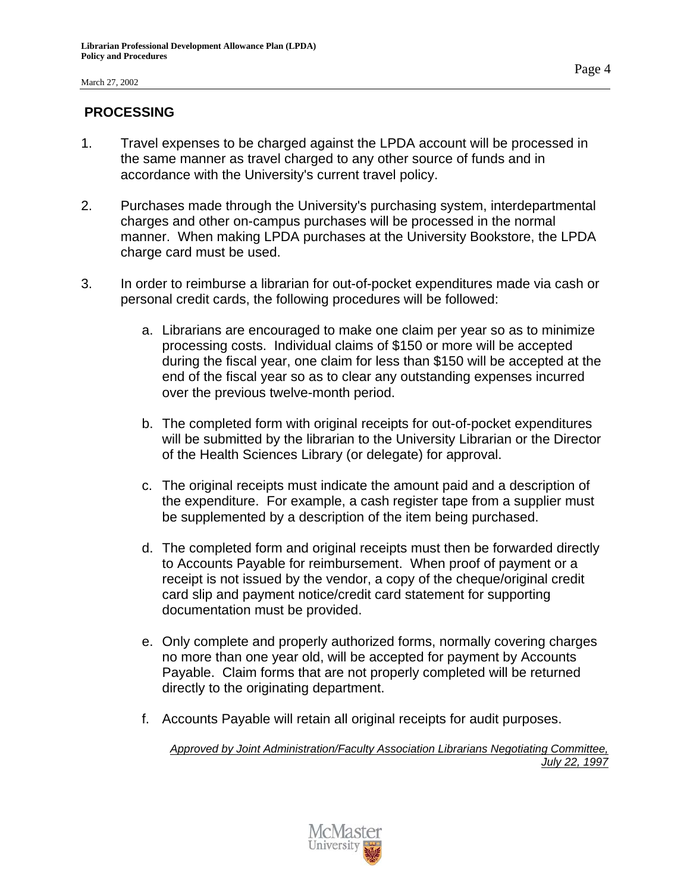## PROCESSING

1. Travel expenses to be charged against the LPDA account will be processed in the same manner as travel charged to any other source of funds and in accordance with the University's current travel policy.

2. Purchases made through the University's purchasing system, interdepartmental charges and other on-campus purchases will be processed in the normal manner. When making LPDA purchases at the University Bookstore, the LPDA charge card must be used.

3. In order to reimburse a librarian for out-of-pocket expenditures made via cash or personal credit cards, the following procedures will be followed:

   a. Librarians are encouraged to make one claim per year so as to minimize processing costs. Individual claims of $150 or more will be accepted during the fiscal year, one claim for less than $150 will be accepted at the end of the fiscal year so as to clear any outstanding expenses incurred over the previous twelve-month period.

   b. The completed form with original receipts for out-of-pocket expenditures will be submitted by the librarian to the University Librarian or the Director of the Health Sciences Library (or delegate) for approval.

   c. The original receipts must indicate the amount paid and a description of the expenditure. For example, a cash register tape from a supplier must be supplemented by a description of the item being purchased.

   d. The completed form and original receipts must then be forwarded directly to Accounts Payable for reimbursement. When proof of payment or a receipt is not issued by the vendor, a copy of the cheque/original credit card slip and payment notice/credit card statement for supporting documentation must be provided.

   e. Only complete and properly authorized forms, normally covering charges no more than one year old, will be accepted for payment by Accounts Payable. Claim forms that are not properly completed will be returned directly to the originating department.

   f. Accounts Payable will retain all original receipts for audit purposes.

*Approved by Joint Administration/Faculty Association Librarians Negotiating Committee, July 22, 1997*